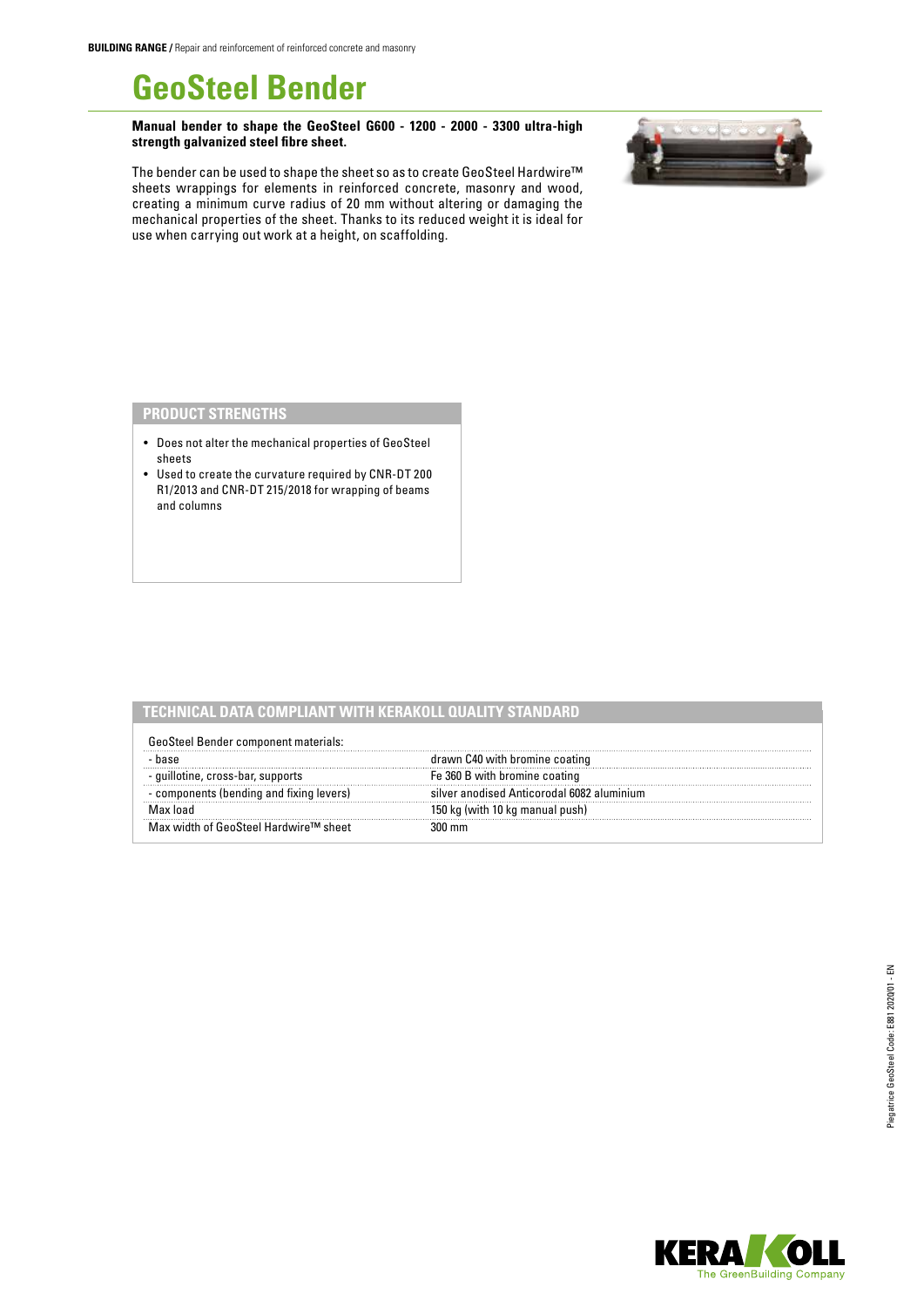**BUILDING RANGE /** Repair and reinforcement of reinforced concrete and masonry

# GeoSteel Bender

**Manual bender to shape the GeoSteel G600 - 1200 - 2000 - 3300 ultra-high strength galvanized steel fibre sheet.**

The bender can be used to shape the sheet so as to create GeoSteel Hardwire™ sheets wrappings for elements in reinforced concrete, masonry and wood, creating a minimum curve radius of 20 mm without altering or damaging the mechanical properties of the sheet. Thanks to its reduced weight it is ideal for use when carrying out work at a height, on scaffolding.

## PRODUCT STRENGTHS

- Does not alter the mechanical properties of GeoSteel sheets
- Used to create the curvature required by CNR-DT 200 R1/2013 and CNR-DT 215/2018 for wrapping of beams and columns

## TECHNICAL DATA COMPLIANT WITH KERAKOLL QUALITY STANDARD

| GeoSteel Bender component materials: | |
|---|---|
| - base | drawn C40 with bromine coating |
| - guillotine, cross-bar, supports | Fe 360 B with bromine coating |
| - components (bending and fixing levers) | silver anodised Anticorodal 6082 aluminium |
| Max load | 150 kg (with 10 kg manual push) |
| Max width of GeoSteel Hardwire™ sheet | 300 mm |

Piegatrice GeoSteel Code: E881 2020/01 - EN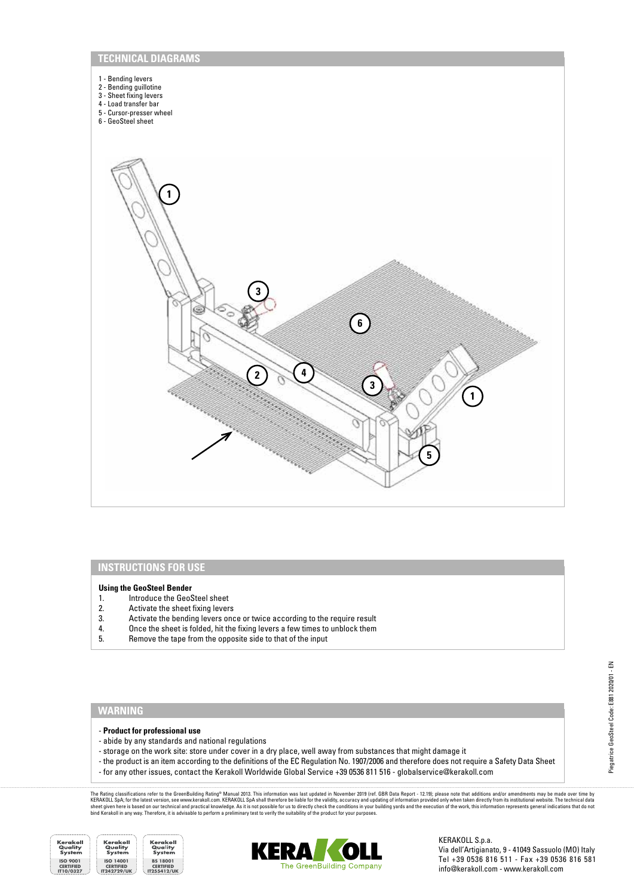## TECHNICAL DIAGRAMS

1 - Bending levers
2 - Bending guillotine
3 - Sheet fixing levers
4 - Load transfer bar
5 - Cursor-presser wheel
6 - GeoSteel sheet

## INSTRUCTIONS FOR USE

**Using the GeoSteel Bender**

1. Introduce the GeoSteel sheet
2. Activate the sheet fixing levers
3. Activate the bending levers once or twice according to the require result
4. Once the sheet is folded, hit the fixing levers a few times to unblock them
5. Remove the tape from the opposite side to that of the input

## WARNING

- **Product for professional use**
- abide by any standards and national regulations
- storage on the work site: store under cover in a dry place, well away from substances that might damage it
- the product is an item according to the definitions of the EC Regulation No. 1907/2006 and therefore does not require a Safety Data Sheet
- for any other issues, contact the Kerakoll Worldwide Global Service +39 0536 811 516 - globalservice@kerakoll.com

The Rating classifications refer to the GreenBuilding Rating® Manual 2013. This information was last updated in November 2019 (ref. GBR Data Report - 12.19); please note that additions and/or amendments may be made over time by KERAKOLL SpA; for the latest version, see www.kerakoll.com. KERAKOLL SpA shall therefore be liable for the validity, accuracy and updating of information provided only when taken directly from its institutional website. The technical data sheet given here is based on our technical and practical knowledge. As it is not possible for us to directly check the conditions in your building yards and the execution of the work, this information represents general indications that do not bind Kerakoll in any way. Therefore, it is advisable to perform a preliminary test to verify the suitability of the product for your purposes.

Kerakoll Quality System ISO 9001 CERTIFIED IT10/0327

Kerakoll Quality System ISO 14001 CERTIFIED IT242729/UK

Kerakoll Quality System BS 18001 CERTIFIED IT255412/UK

KERAKOLL The GreenBuilding Company

KERAKOLL S.p.a.
Via dell'Artigianato, 9 - 41049 Sassuolo (MO) Italy
Tel +39 0536 816 511 - Fax +39 0536 816 581
info@kerakoll.com - www.kerakoll.com

Piegatrice GeoSteel Code: E881 2020/01 - EN